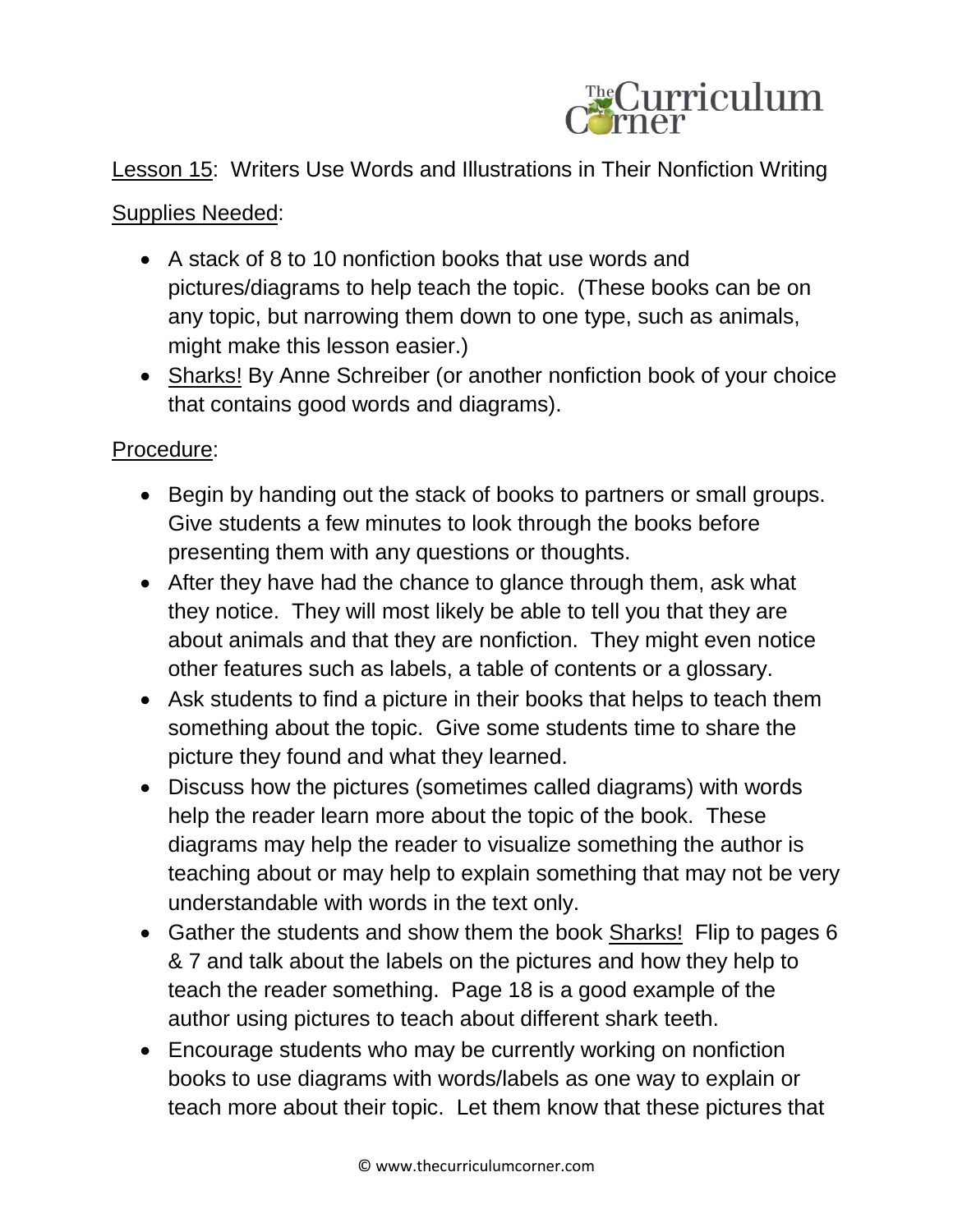Lesson 15: Writers Use Words and Illustrations in Their Nonfiction Writing

Supplies Needed:

- A stack of 8 to 10 nonfiction books that use words and pictures/diagrams to help teach the topic. (These books can be on any topic, but narrowing them down to one type, such as animals, might make this lesson easier.)
- Sharks! By Anne Schreiber (or another nonfiction book of your choice that contains good words and diagrams).

Procedure:

- Begin by handing out the stack of books to partners or small groups. Give students a few minutes to look through the books before presenting them with any questions or thoughts.
- After they have had the chance to glance through them, ask what they notice. They will most likely be able to tell you that they are about animals and that they are nonfiction. They might even notice other features such as labels, a table of contents or a glossary.
- Ask students to find a picture in their books that helps to teach them something about the topic. Give some students time to share the picture they found and what they learned.
- Discuss how the pictures (sometimes called diagrams) with words help the reader learn more about the topic of the book. These diagrams may help the reader to visualize something the author is teaching about or may help to explain something that may not be very understandable with words in the text only.
- Gather the students and show them the book Sharks! Flip to pages 6 & 7 and talk about the labels on the pictures and how they help to teach the reader something. Page 18 is a good example of the author using pictures to teach about different shark teeth.
- Encourage students who may be currently working on nonfiction books to use diagrams with words/labels as one way to explain or teach more about their topic. Let them know that these pictures that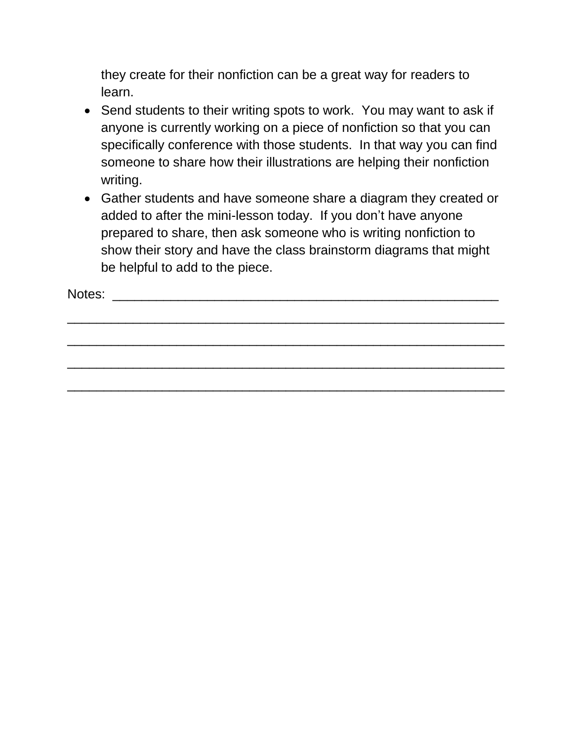they create for their nonfiction can be a great way for readers to learn.

- Send students to their writing spots to work. You may want to ask if anyone is currently working on a piece of nonfiction so that you can specifically conference with those students. In that way you can find someone to share how their illustrations are helping their nonfiction writing.
- Gather students and have someone share a diagram they created or added to after the mini-lesson today. If you don't have anyone prepared to share, then ask someone who is writing nonfiction to show their story and have the class brainstorm diagrams that might be helpful to add to the piece.

Notes: ______________________________________________________

_____________________________________________________________

_____________________________________________________________

_____________________________________________________________

_____________________________________________________________